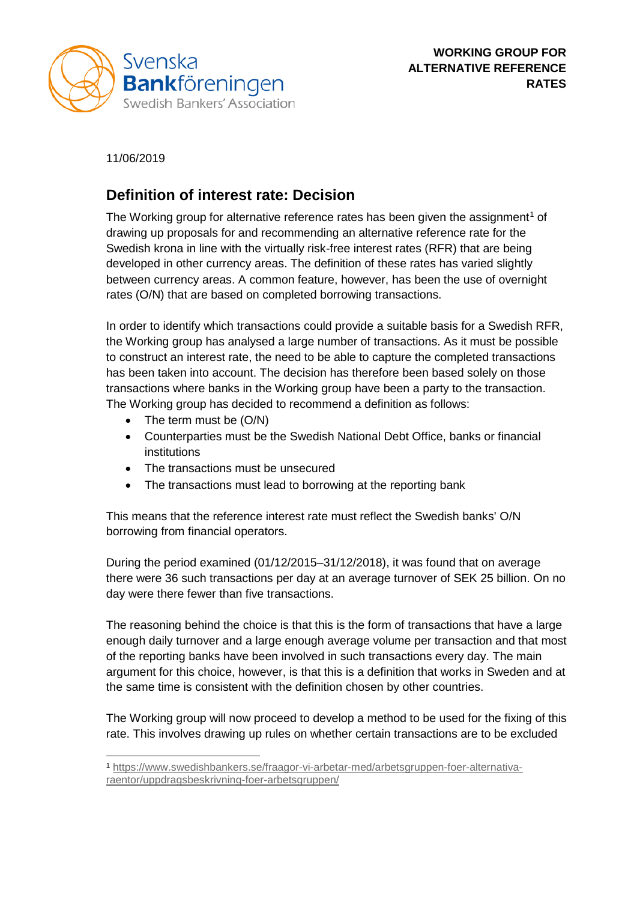**WORKING GROUP FOR ALTERNATIVE REFERENCE RATES**

11/06/2019

## Definition of interest rate: Decision

The Working group for alternative reference rates has been given the assignment[1] of drawing up proposals for and recommending an alternative reference rate for the Swedish krona in line with the virtually risk-free interest rates (RFR) that are being developed in other currency areas. The definition of these rates has varied slightly between currency areas. A common feature, however, has been the use of overnight rates (O/N) that are based on completed borrowing transactions.

In order to identify which transactions could provide a suitable basis for a Swedish RFR, the Working group has analysed a large number of transactions. As it must be possible to construct an interest rate, the need to be able to capture the completed transactions has been taken into account. The decision has therefore been based solely on those transactions where banks in the Working group have been a party to the transaction. The Working group has decided to recommend a definition as follows:

- The term must be (O/N)
- Counterparties must be the Swedish National Debt Office, banks or financial institutions
- The transactions must be unsecured
- The transactions must lead to borrowing at the reporting bank

This means that the reference interest rate must reflect the Swedish banks' O/N borrowing from financial operators.

During the period examined (01/12/2015–31/12/2018), it was found that on average there were 36 such transactions per day at an average turnover of SEK 25 billion. On no day were there fewer than five transactions.

The reasoning behind the choice is that this is the form of transactions that have a large enough daily turnover and a large enough average volume per transaction and that most of the reporting banks have been involved in such transactions every day. The main argument for this choice, however, is that this is a definition that works in Sweden and at the same time is consistent with the definition chosen by other countries.

The Working group will now proceed to develop a method to be used for the fixing of this rate. This involves drawing up rules on whether certain transactions are to be excluded

[1] https://www.swedishbankers.se/fraagor-vi-arbetar-med/arbetsgruppen-foer-alternativa-raentor/uppdragsbeskrivning-foer-arbetsgruppen/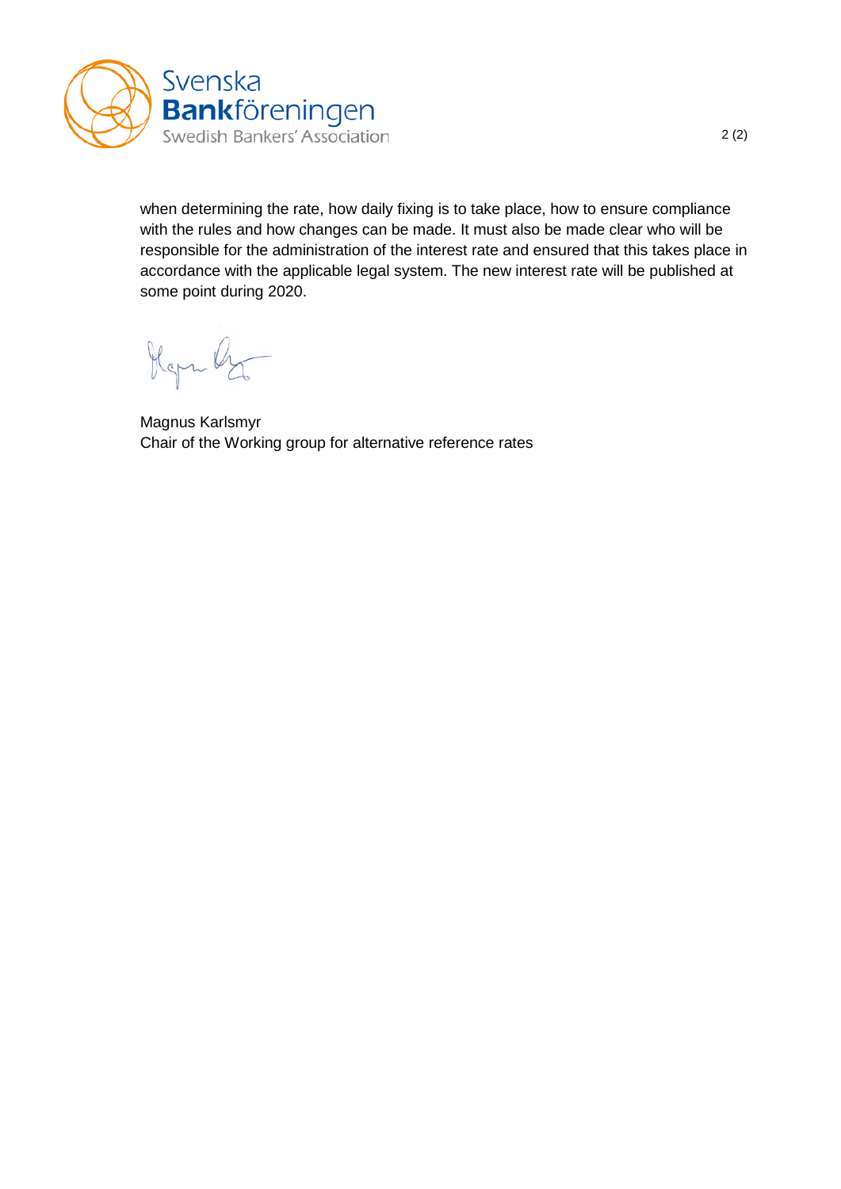when determining the rate, how daily fixing is to take place, how to ensure compliance with the rules and how changes can be made. It must also be made clear who will be responsible for the administration of the interest rate and ensured that this takes place in accordance with the applicable legal system. The new interest rate will be published at some point during 2020.

Magnus Karlsmyr
Chair of the Working group for alternative reference rates